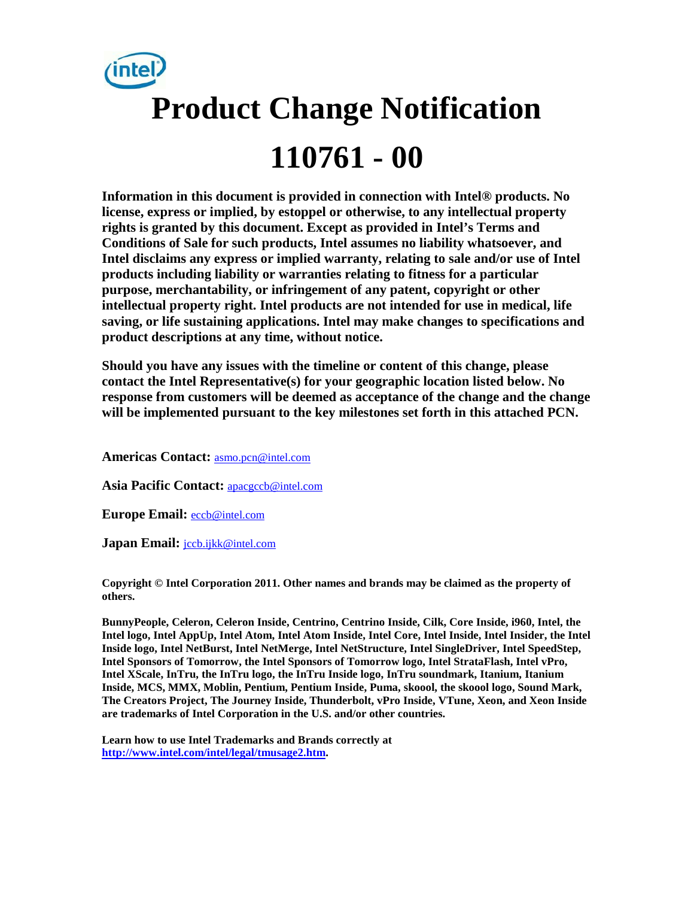# Product Change Notification

# 110761 - 00

**Information in this document is provided in connection with Intel® products. No license, express or implied, by estoppel or otherwise, to any intellectual property rights is granted by this document. Except as provided in Intel's Terms and Conditions of Sale for such products, Intel assumes no liability whatsoever, and Intel disclaims any express or implied warranty, relating to sale and/or use of Intel products including liability or warranties relating to fitness for a particular purpose, merchantability, or infringement of any patent, copyright or other intellectual property right. Intel products are not intended for use in medical, life saving, or life sustaining applications. Intel may make changes to specifications and product descriptions at any time, without notice.**

**Should you have any issues with the timeline or content of this change, please contact the Intel Representative(s) for your geographic location listed below. No response from customers will be deemed as acceptance of the change and the change will be implemented pursuant to the key milestones set forth in this attached PCN.**

**Americas Contact:** asmo.pcn@intel.com

**Asia Pacific Contact:** apacgccb@intel.com

**Europe Email:** eccb@intel.com

**Japan Email:** jccb.ijkk@intel.com

**Copyright © Intel Corporation 2011. Other names and brands may be claimed as the property of others.**

**BunnyPeople, Celeron, Celeron Inside, Centrino, Centrino Inside, Cilk, Core Inside, i960, Intel, the Intel logo, Intel AppUp, Intel Atom, Intel Atom Inside, Intel Core, Intel Inside, Intel Insider, the Intel Inside logo, Intel NetBurst, Intel NetMerge, Intel NetStructure, Intel SingleDriver, Intel SpeedStep, Intel Sponsors of Tomorrow, the Intel Sponsors of Tomorrow logo, Intel StrataFlash, Intel vPro, Intel XScale, InTru, the InTru logo, the InTru Inside logo, InTru soundmark, Itanium, Itanium Inside, MCS, MMX, Moblin, Pentium, Pentium Inside, Puma, skoool, the skoool logo, Sound Mark, The Creators Project, The Journey Inside, Thunderbolt, vPro Inside, VTune, Xeon, and Xeon Inside are trademarks of Intel Corporation in the U.S. and/or other countries.**

**Learn how to use Intel Trademarks and Brands correctly at http://www.intel.com/intel/legal/tmusage2.htm.**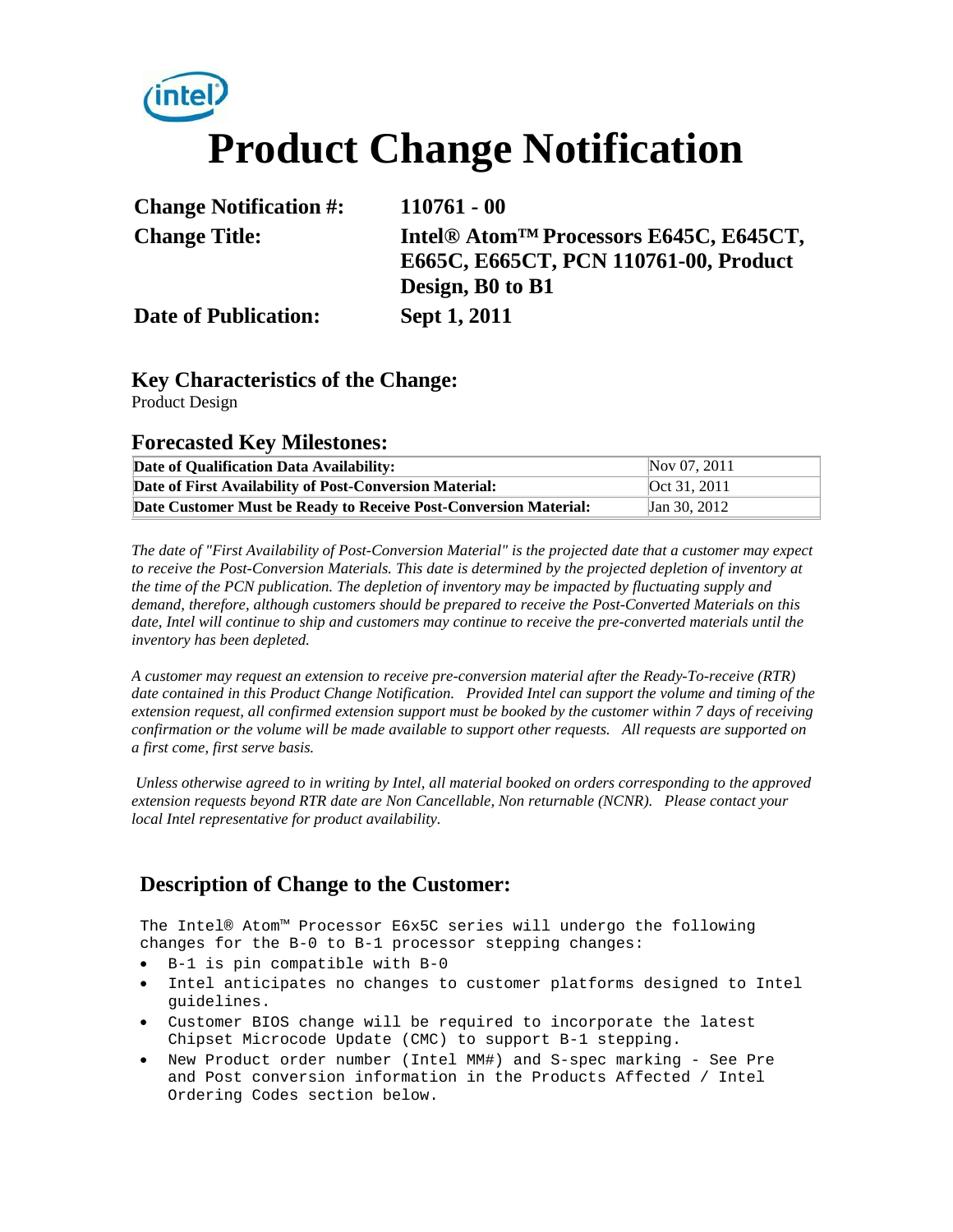# Product Change Notification

| | |
|---|---|
| **Change Notification #:** | **110761 - 00** |
| **Change Title:** | **Intel® Atom™ Processors E645C, E645CT, E665C, E665CT, PCN 110761-00, Product Design, B0 to B1** |
| **Date of Publication:** | **Sept 1, 2011** |

## Key Characteristics of the Change:

Product Design

## Forecasted Key Milestones:

| | |
|---|---|
| **Date of Qualification Data Availability:** | Nov 07, 2011 |
| **Date of First Availability of Post-Conversion Material:** | Oct 31, 2011 |
| **Date Customer Must be Ready to Receive Post-Conversion Material:** | Jan 30, 2012 |

*The date of "First Availability of Post-Conversion Material" is the projected date that a customer may expect to receive the Post-Conversion Materials. This date is determined by the projected depletion of inventory at the time of the PCN publication. The depletion of inventory may be impacted by fluctuating supply and demand, therefore, although customers should be prepared to receive the Post-Converted Materials on this date, Intel will continue to ship and customers may continue to receive the pre-converted materials until the inventory has been depleted.*

*A customer may request an extension to receive pre-conversion material after the Ready-To-receive (RTR) date contained in this Product Change Notification. Provided Intel can support the volume and timing of the extension request, all confirmed extension support must be booked by the customer within 7 days of receiving confirmation or the volume will be made available to support other requests. All requests are supported on a first come, first serve basis.*

*Unless otherwise agreed to in writing by Intel, all material booked on orders corresponding to the approved extension requests beyond RTR date are Non Cancellable, Non returnable (NCNR). Please contact your local Intel representative for product availability.*

## Description of Change to the Customer:

The Intel® Atom™ Processor E6x5C series will undergo the following changes for the B-0 to B-1 processor stepping changes:

- B-1 is pin compatible with B-0
- Intel anticipates no changes to customer platforms designed to Intel guidelines.
- Customer BIOS change will be required to incorporate the latest Chipset Microcode Update (CMC) to support B-1 stepping.
- New Product order number (Intel MM#) and S-spec marking - See Pre and Post conversion information in the Products Affected / Intel Ordering Codes section below.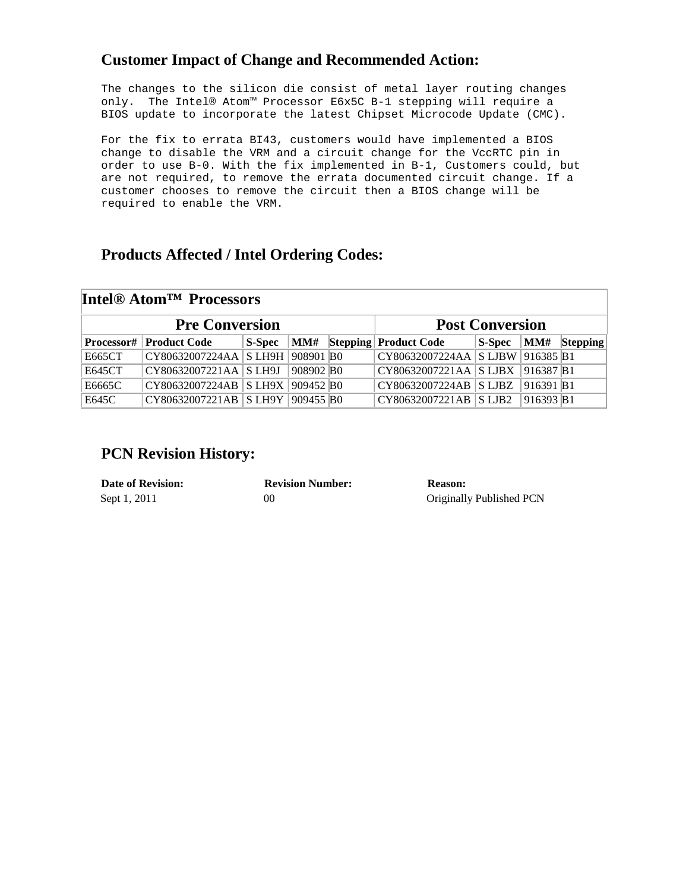## Customer Impact of Change and Recommended Action:

The changes to the silicon die consist of metal layer routing changes only. The Intel® Atom™ Processor E6x5C B-1 stepping will require a BIOS update to incorporate the latest Chipset Microcode Update (CMC).

For the fix to errata BI43, customers would have implemented a BIOS change to disable the VRM and a circuit change for the VccRTC pin in order to use B-0. With the fix implemented in B-1, Customers could, but are not required, to remove the errata documented circuit change. If a customer chooses to remove the circuit then a BIOS change will be required to enable the VRM.

## Products Affected / Intel Ordering Codes:

| Intel® Atom™ Processors | | | | | | | | |
|---|---|---|---|---|---|---|---|---|
| Pre Conversion | | | | | Post Conversion | | | |
| Processor# | Product Code | S-Spec | MM# | Stepping | Product Code | S-Spec | MM# | Stepping |
| E665CT | CY80632007224AA | S LH9H | 908901 | B0 | CY80632007224AA | S LJBW | 916385 | B1 |
| E645CT | CY80632007221AA | S LH9J | 908902 | B0 | CY80632007221AA | S LJBX | 916387 | B1 |
| E6665C | CY80632007224AB | S LH9X | 909452 | B0 | CY80632007224AB | S LJBZ | 916391 | B1 |
| E645C | CY80632007221AB | S LH9Y | 909455 | B0 | CY80632007221AB | S LJB2 | 916393 | B1 |

## PCN Revision History:

| Date of Revision: | Revision Number: | Reason: |
|---|---|---|
| Sept 1, 2011 | 00 | Originally Published PCN |